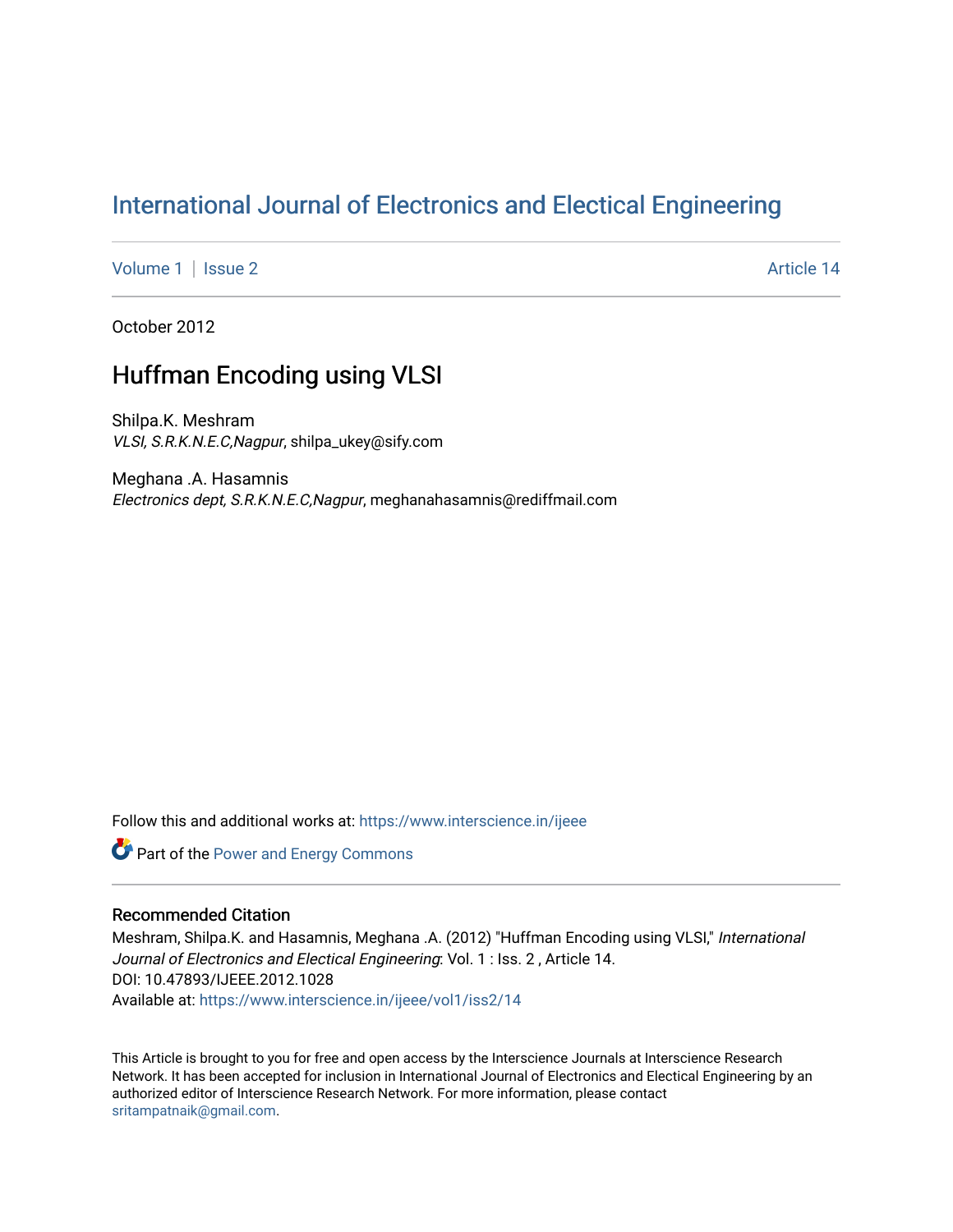# International Journal of Electronics and Electical Engineering

Volume 1 | Issue 2 Article 14

October 2012

## Huffman Encoding using VLSI

Shilpa.K. Meshram
*VLSI, S.R.K.N.E.C,Nagpur*, shilpa_ukey@sify.com

Meghana .A. Hasamnis
*Electronics dept, S.R.K.N.E.C,Nagpur*, meghanahasamnis@rediffmail.com

Follow this and additional works at: https://www.interscience.in/ijeee

Part of the Power and Energy Commons

### Recommended Citation

Meshram, Shilpa.K. and Hasamnis, Meghana .A. (2012) "Huffman Encoding using VLSI," *International Journal of Electronics and Electical Engineering*: Vol. 1 : Iss. 2 , Article 14.
DOI: 10.47893/IJEEE.2012.1028
Available at: https://www.interscience.in/ijeee/vol1/iss2/14

This Article is brought to you for free and open access by the Interscience Journals at Interscience Research Network. It has been accepted for inclusion in International Journal of Electronics and Electical Engineering by an authorized editor of Interscience Research Network. For more information, please contact sritampatnaik@gmail.com.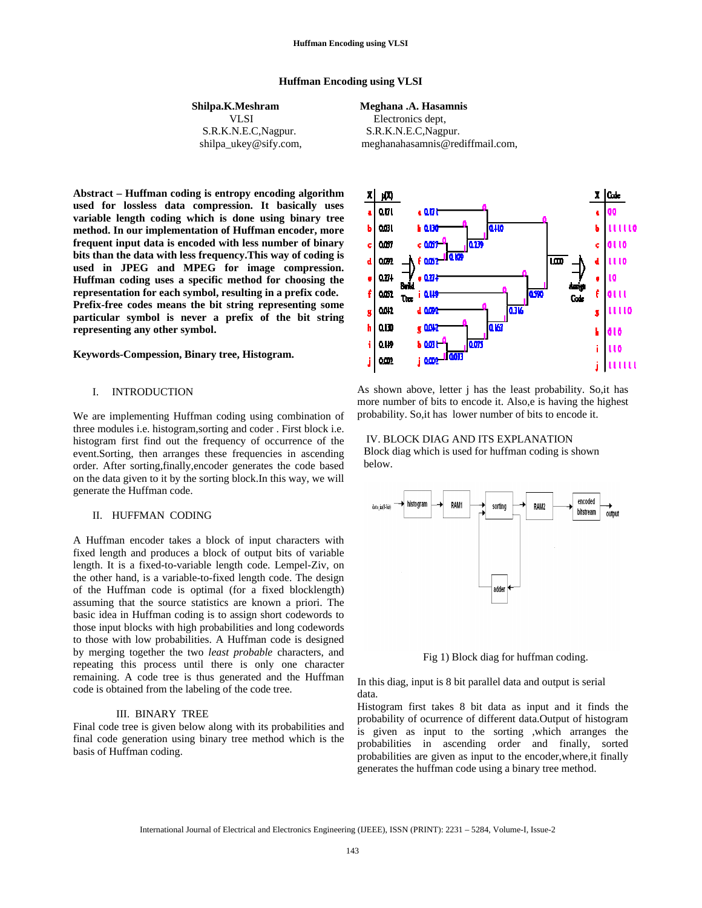# Huffman Encoding using VLSI

**Shilpa.K.Meshram**
VLSI
S.R.K.N.E.C,Nagpur.
shilpa_ukey@sify.com,

**Meghana .A. Hasamnis**
Electronics dept,
S.R.K.N.E.C,Nagpur.
meghanahasamnis@rediffmail.com,

**Abstract – Huffman coding is entropy encoding algorithm used for lossless data compression. It basically uses variable length coding which is done using binary tree method. In our implementation of Huffman encoder, more frequent input data is encoded with less number of binary bits than the data with less frequency.This way of coding is used in JPEG and MPEG for image compression. Huffman coding uses a specific method for choosing the representation for each symbol, resulting in a prefix code. Prefix-free codes means the bit string representing some particular symbol is never a prefix of the bit string representing any other symbol.**

**Keywords-Compession, Binary tree, Histogram.**

## I. INTRODUCTION

We are implementing Huffman coding using combination of three modules i.e. histogram,sorting and coder . First block i.e. histogram first find out the frequency of occurrence of the event.Sorting, then arranges these frequencies in ascending order. After sorting,finally,encoder generates the code based on the data given to it by the sorting block.In this way, we will generate the Huffman code.

## II. HUFFMAN CODING

A Huffman encoder takes a block of input characters with fixed length and produces a block of output bits of variable length. It is a fixed-to-variable length code. Lempel-Ziv, on the other hand, is a variable-to-fixed length code. The design of the Huffman code is optimal (for a fixed blocklength) assuming that the source statistics are known a priori. The basic idea in Huffman coding is to assign short codewords to those input blocks with high probabilities and long codewords to those with low probabilities. A Huffman code is designed by merging together the two *least probable* characters, and repeating this process until there is only one character remaining. A code tree is thus generated and the Huffman code is obtained from the labeling of the code tree.

## III. BINARY TREE

Final code tree is given below along with its probabilities and final code generation using binary tree method which is the basis of Huffman coding.

| X | p(X) |
|---|---|
| a | 0.071 |
| b | 0.031 |
| c | 0.057 |
| d | 0.092 |
| e | 0.274 |
| f | 0.052 |
| g | 0.042 |
| h | 0.130 |
| i | 0.149 |
| j | 0.002 |

| X | Code |
|---|---|
| a | 00 |
| b | 111110 |
| c | 0110 |
| d | 1110 |
| e | 10 |
| f | 0111 |
| g | 11110 |
| h | 010 |
| i | 110 |
| j | 111111 |

As shown above, letter j has the least probability. So,it has more number of bits to encode it. Also,e is having the highest probability. So,it has lower number of bits to encode it.

## IV. BLOCK DIAG AND ITS EXPLANATION

Block diag which is used for huffman coding is shown below.

Fig 1) Block diag for huffman coding.

In this diag, input is 8 bit parallel data and output is serial data.

Histogram first takes 8 bit data as input and it finds the probability of ocurrence of different data.Output of histogram is given as input to the sorting ,which arranges the probabilities in ascending order and finally, sorted probabilities are given as input to the encoder,where,it finally generates the huffman code using a binary tree method.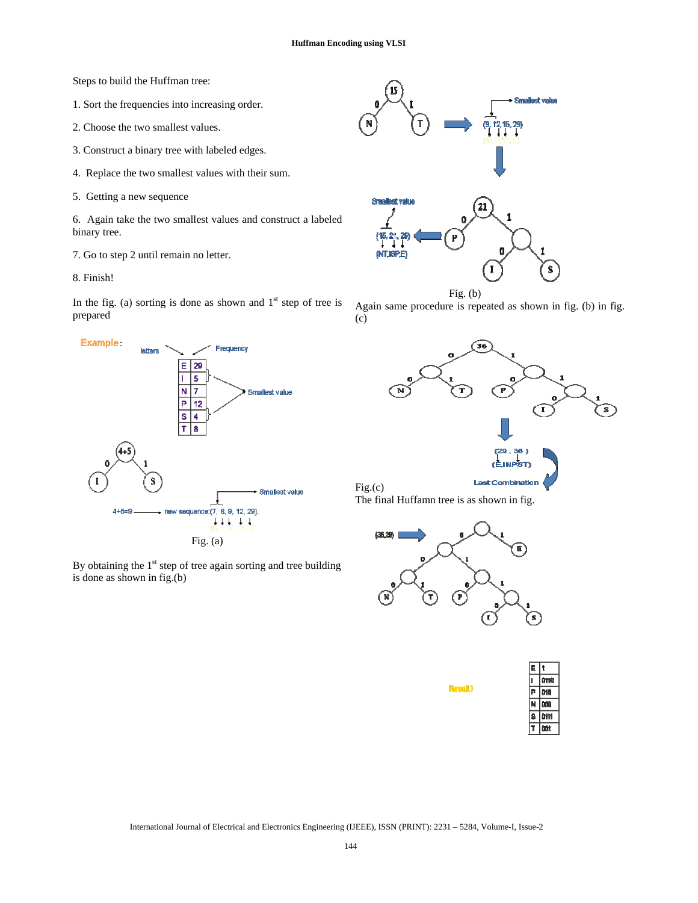Steps to build the Huffman tree:

1. Sort the frequencies into increasing order.
2. Choose the two smallest values.
3. Construct a binary tree with labeled edges.
4. Replace the two smallest values with their sum.
5. Getting a new sequence
6. Again take the two smallest values and construct a labeled binary tree.
7. Go to step 2 until remain no letter.
8. Finish!

In the fig. (a) sorting is done as shown and 1st step of tree is prepared

| letters | Frequency |
| --- | --- |
| E | 29 |
| I | 5 |
| N | 7 |
| P | 12 |
| S | 4 |
| T | 8 |

4+5=9 → new sequence:(7, 8, 9, 12, 29).

Fig. (a)

By obtaining the 1st step of tree again sorting and tree building is done as shown in fig.(b)

(9, 12, 15, 29)

(15, 21, 29)
(NT,ISP,E)

Fig. (b)

Again same procedure is repeated as shown in fig. (b) in fig. (c)

(29 , 36 )
(E,INPST)

Last Combination

Fig.(c)

The final Huffamn tree is as shown in fig.

(36,29)

Result

| | |
| --- | --- |
| E | 1 |
| I | 0110 |
| P | 010 |
| N | 000 |
| S | 0111 |
| T | 001 |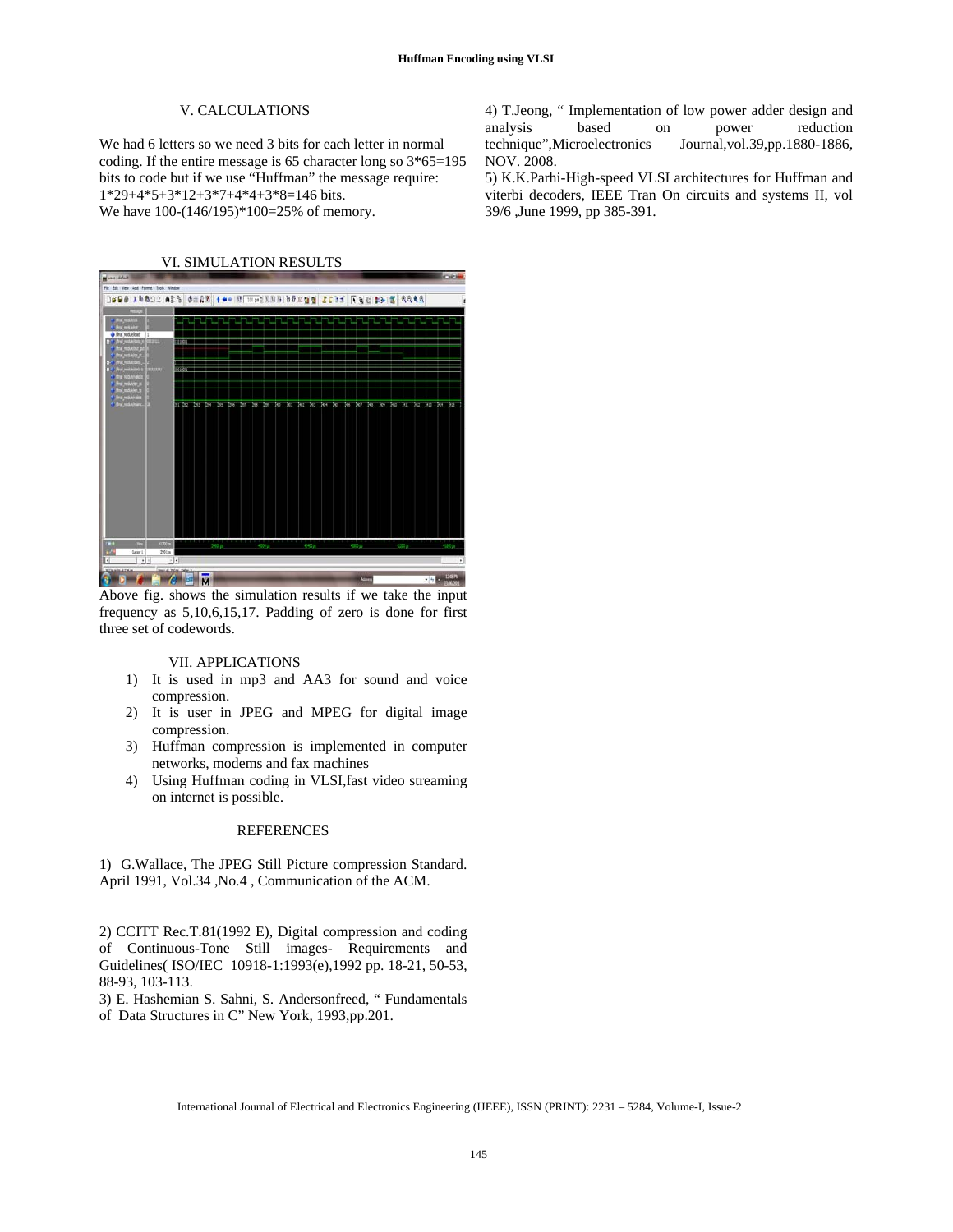## V. CALCULATIONS

We had 6 letters so we need 3 bits for each letter in normal coding. If the entire message is 65 character long so 3*65=195 bits to code but if we use "Huffman" the message require: 1*29+4*5+3*12+3*7+4*4+3*8=146 bits.
We have 100-(146/195)*100=25% of memory.

## VI. SIMULATION RESULTS

Above fig. shows the simulation results if we take the input frequency as 5,10,6,15,17. Padding of zero is done for first three set of codewords.

## VII. APPLICATIONS

1) It is used in mp3 and AA3 for sound and voice compression.
2) It is user in JPEG and MPEG for digital image compression.
3) Huffman compression is implemented in computer networks, modems and fax machines
4) Using Huffman coding in VLSI,fast video streaming on internet is possible.

## REFERENCES

1) G.Wallace, The JPEG Still Picture compression Standard. April 1991, Vol.34 ,No.4 , Communication of the ACM.

2) CCITT Rec.T.81(1992 E), Digital compression and coding of Continuous-Tone Still images- Requirements and Guidelines( ISO/IEC 10918-1:1993(e),1992 pp. 18-21, 50-53, 88-93, 103-113.

3) E. Hashemian S. Sahni, S. Andersonfreed, " Fundamentals of Data Structures in C" New York, 1993,pp.201.

4) T.Jeong, " Implementation of low power adder design and analysis based on power reduction technique",Microelectronics Journal,vol.39,pp.1880-1886, NOV. 2008.

5) K.K.Parhi-High-speed VLSI architectures for Huffman and viterbi decoders, IEEE Tran On circuits and systems II, vol 39/6 ,June 1999, pp 385-391.